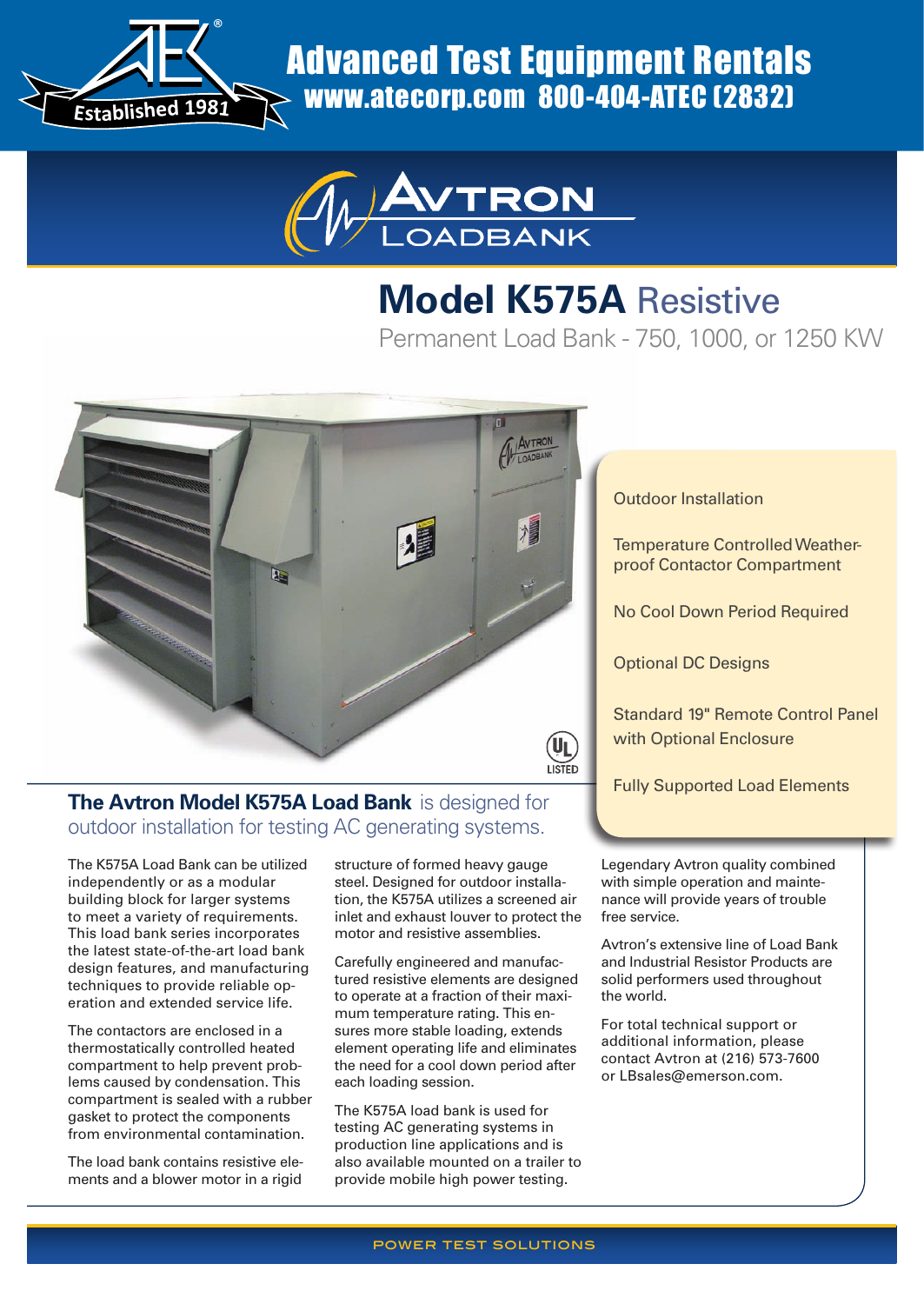Advanced Test Equipment Rentals
www.atecorp.com 800-404-ATEC (2832)

Established 1981

AVTRON LOADBANK

# Model K575A Resistive

## Permanent Load Bank - 750, 1000, or 1250 KW

- Outdoor Installation
- Temperature Controlled Weatherproof Contactor Compartment
- No Cool Down Period Required
- Optional DC Designs
- Standard 19" Remote Control Panel with Optional Enclosure
- Fully Supported Load Elements

### **The Avtron Model K575A Load Bank** is designed for outdoor installation for testing AC generating systems.

The K575A Load Bank can be utilized independently or as a modular building block for larger systems to meet a variety of requirements. This load bank series incorporates the latest state-of-the-art load bank design features, and manufacturing techniques to provide reliable operation and extended service life.

The contactors are enclosed in a thermostatically controlled heated compartment to help prevent problems caused by condensation. This compartment is sealed with a rubber gasket to protect the components from environmental contamination.

The load bank contains resistive elements and a blower motor in a rigid structure of formed heavy gauge steel. Designed for outdoor installation, the K575A utilizes a screened air inlet and exhaust louver to protect the motor and resistive assemblies.

Carefully engineered and manufactured resistive elements are designed to operate at a fraction of their maximum temperature rating. This ensures more stable loading, extends element operating life and eliminates the need for a cool down period after each loading session.

The K575A load bank is used for testing AC generating systems in production line applications and is also available mounted on a trailer to provide mobile high power testing.

Legendary Avtron quality combined with simple operation and maintenance will provide years of trouble free service.

Avtron's extensive line of Load Bank and Industrial Resistor Products are solid performers used throughout the world.

For total technical support or additional information, please contact Avtron at (216) 573-7600 or LBsales@emerson.com.

POWER TEST SOLUTIONS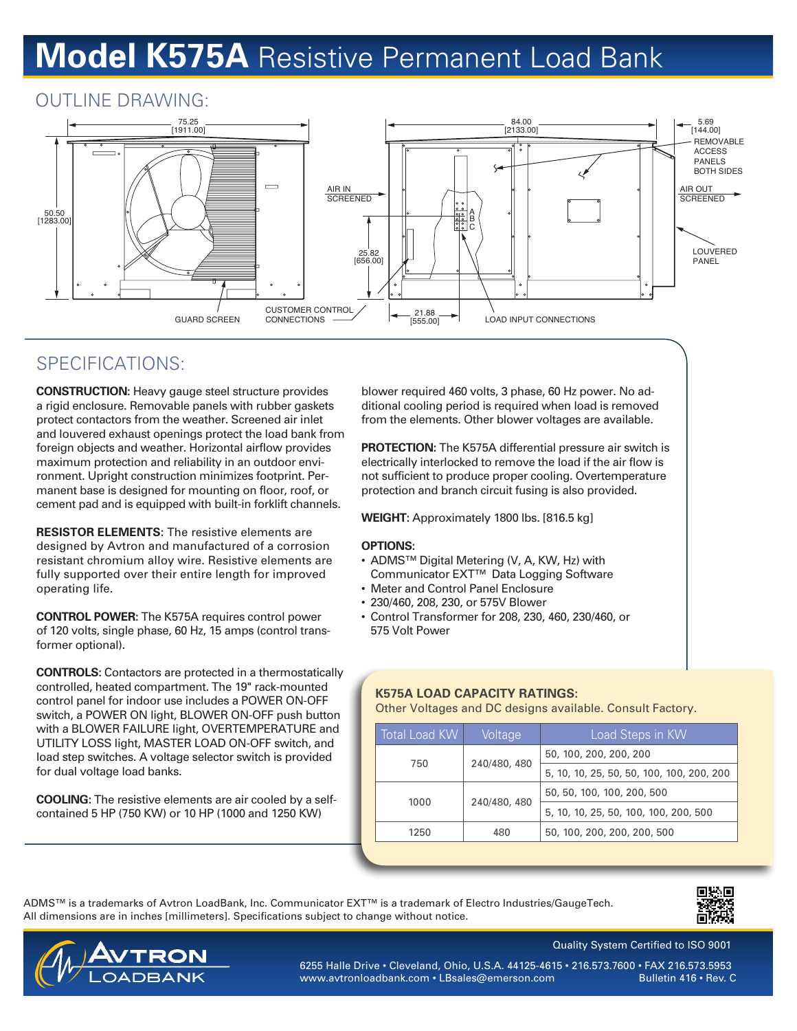# Model K575A Resistive Permanent Load Bank

## OUTLINE DRAWING:

75.25
[1911.00]

50.50
[1283.00]

GUARD SCREEN

CUSTOMER CONTROL CONNECTIONS

AIR IN SCREENED

25.82
[656.00]

84.00
[2133.00]

21.88
[555.00]

A
B
C

LOAD INPUT CONNECTIONS

5.69
[144.00]

REMOVABLE ACCESS PANELS BOTH SIDES

AIR OUT SCREENED

LOUVERED PANEL

## SPECIFICATIONS:

**CONSTRUCTION:** Heavy gauge steel structure provides a rigid enclosure. Removable panels with rubber gaskets protect contactors from the weather. Screened air inlet and louvered exhaust openings protect the load bank from foreign objects and weather. Horizontal airflow provides maximum protection and reliability in an outdoor environment. Upright construction minimizes footprint. Permanent base is designed for mounting on floor, roof, or cement pad and is equipped with built-in forklift channels.

**RESISTOR ELEMENTS:** The resistive elements are designed by Avtron and manufactured of a corrosion resistant chromium alloy wire. Resistive elements are fully supported over their entire length for improved operating life.

**CONTROL POWER:** The K575A requires control power of 120 volts, single phase, 60 Hz, 15 amps (control transformer optional).

**CONTROLS:** Contactors are protected in a thermostatically controlled, heated compartment. The 19" rack-mounted control panel for indoor use includes a POWER ON-OFF switch, a POWER ON light, BLOWER ON-OFF push button with a BLOWER FAILURE light, OVERTEMPERATURE and UTILITY LOSS light, MASTER LOAD ON-OFF switch, and load step switches. A voltage selector switch is provided for dual voltage load banks.

**COOLING:** The resistive elements are air cooled by a self-contained 5 HP (750 KW) or 10 HP (1000 and 1250 KW) blower required 460 volts, 3 phase, 60 Hz power. No additional cooling period is required when load is removed from the elements. Other blower voltages are available.

**PROTECTION:** The K575A differential pressure air switch is electrically interlocked to remove the load if the air flow is not sufficient to produce proper cooling. Overtemperature protection and branch circuit fusing is also provided.

**WEIGHT:** Approximately 1800 lbs. [816.5 kg]

**OPTIONS:**

- ADMS™ Digital Metering (V, A, KW, Hz) with Communicator EXT™ Data Logging Software
- Meter and Control Panel Enclosure
- 230/460, 208, 230, or 575V Blower
- Control Transformer for 208, 230, 460, 230/460, or 575 Volt Power

### K575A LOAD CAPACITY RATINGS:

Other Voltages and DC designs available. Consult Factory.

| Total Load KW | Voltage | Load Steps in KW |
|---|---|---|
| 750 | 240/480, 480 | 50, 100, 200, 200, 200 |
| | | 5, 10, 10, 25, 50, 50, 100, 100, 200, 200 |
| 1000 | 240/480, 480 | 50, 50, 100, 100, 200, 500 |
| | | 5, 10, 10, 25, 50, 100, 100, 200, 500 |
| 1250 | 480 | 50, 100, 200, 200, 200, 500 |

ADMS™ is a trademarks of Avtron LoadBank, Inc. Communicator EXT™ is a trademark of Electro Industries/GaugeTech.
All dimensions are in inches [millimeters]. Specifications subject to change without notice.

AVTRON LOADBANK

Quality System Certified to ISO 9001

6255 Halle Drive • Cleveland, Ohio, U.S.A. 44125-4615 • 216.573.7600 • FAX 216.573.5953
www.avtronloadbank.com • LBsales@emerson.com

Bulletin 416 • Rev. C